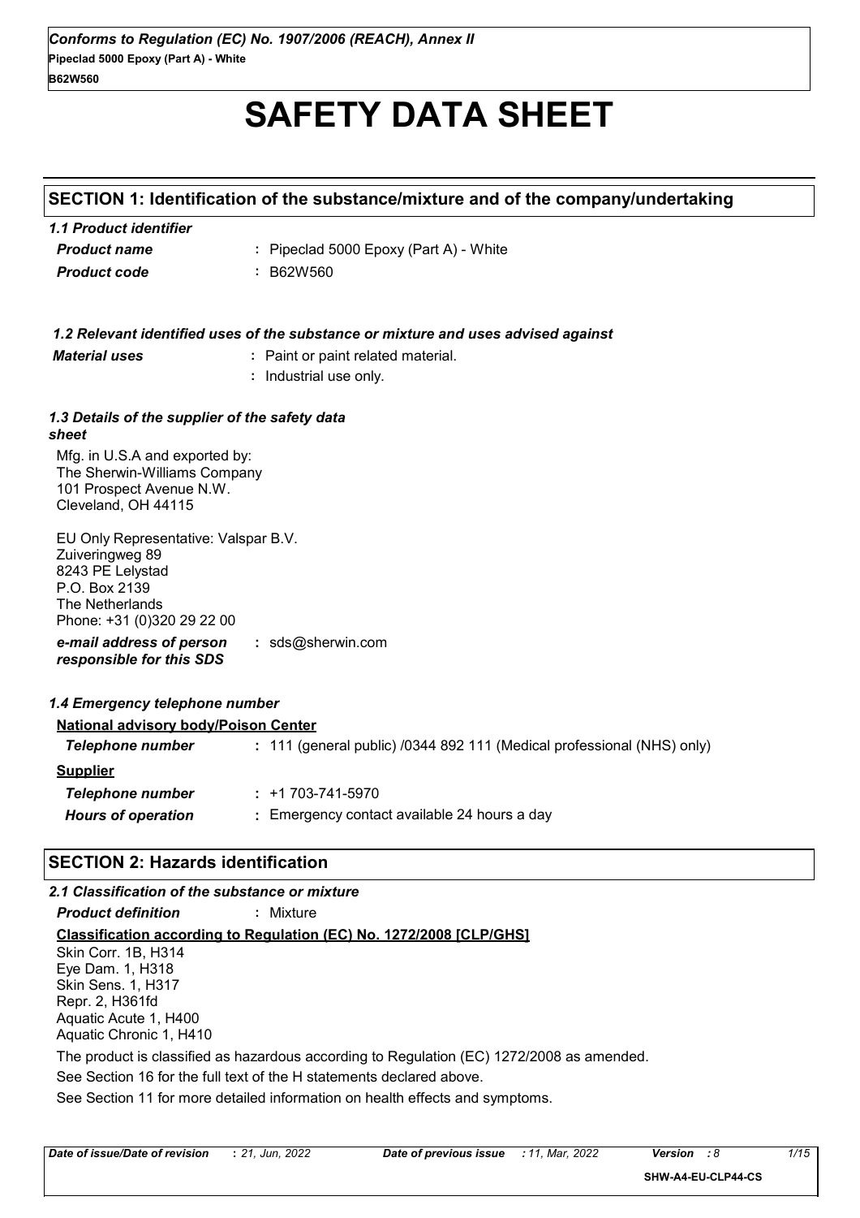*Conforms to Regulation (EC) No. 1907/2006 (REACH), Annex II*
**Pipeclad 5000 Epoxy (Part A) - White**
**B62W560**

# SAFETY DATA SHEET

## SECTION 1: Identification of the substance/mixture and of the company/undertaking

### *1.1 Product identifier*

| | |
|---|---|
| ***Product name*** | **:** Pipeclad 5000 Epoxy (Part A) - White |
| ***Product code*** | **:** B62W560 |

### *1.2 Relevant identified uses of the substance or mixture and uses advised against*

| | |
|---|---|
| ***Material uses*** | **:** Paint or paint related material. |
| | **:** Industrial use only. |

### *1.3 Details of the supplier of the safety data sheet*

Mfg. in U.S.A and exported by:
The Sherwin-Williams Company
101 Prospect Avenue N.W.
Cleveland, OH 44115

EU Only Representative: Valspar B.V.
Zuiveringweg 89
8243 PE Lelystad
P.O. Box 2139
The Netherlands
Phone: +31 (0)320 29 22 00

***e-mail address of person responsible for this SDS*** **:** sds@sherwin.com

### *1.4 Emergency telephone number*

**National advisory body/Poison Center**

| | |
|---|---|
| ***Telephone number*** | **:** 111 (general public) /0344 892 111 (Medical professional (NHS) only) |

**Supplier**

| | |
|---|---|
| ***Telephone number*** | **:** +1 703-741-5970 |
| ***Hours of operation*** | **:** Emergency contact available 24 hours a day |

## SECTION 2: Hazards identification

### *2.1 Classification of the substance or mixture*

***Product definition*** **:** Mixture

**Classification according to Regulation (EC) No. 1272/2008 [CLP/GHS]**

Skin Corr. 1B, H314
Eye Dam. 1, H318
Skin Sens. 1, H317
Repr. 2, H361fd
Aquatic Acute 1, H400
Aquatic Chronic 1, H410

The product is classified as hazardous according to Regulation (EC) 1272/2008 as amended.

See Section 16 for the full text of the H statements declared above.

See Section 11 for more detailed information on health effects and symptoms.

| ***Date of issue/Date of revision*** | **:** *21, Jun, 2022* | ***Date of previous issue*** | *: 11, Mar, 2022* | ***Version*** *: 8* |
|---|---|---|---|---|

**SHW-A4-EU-CLP44-CS**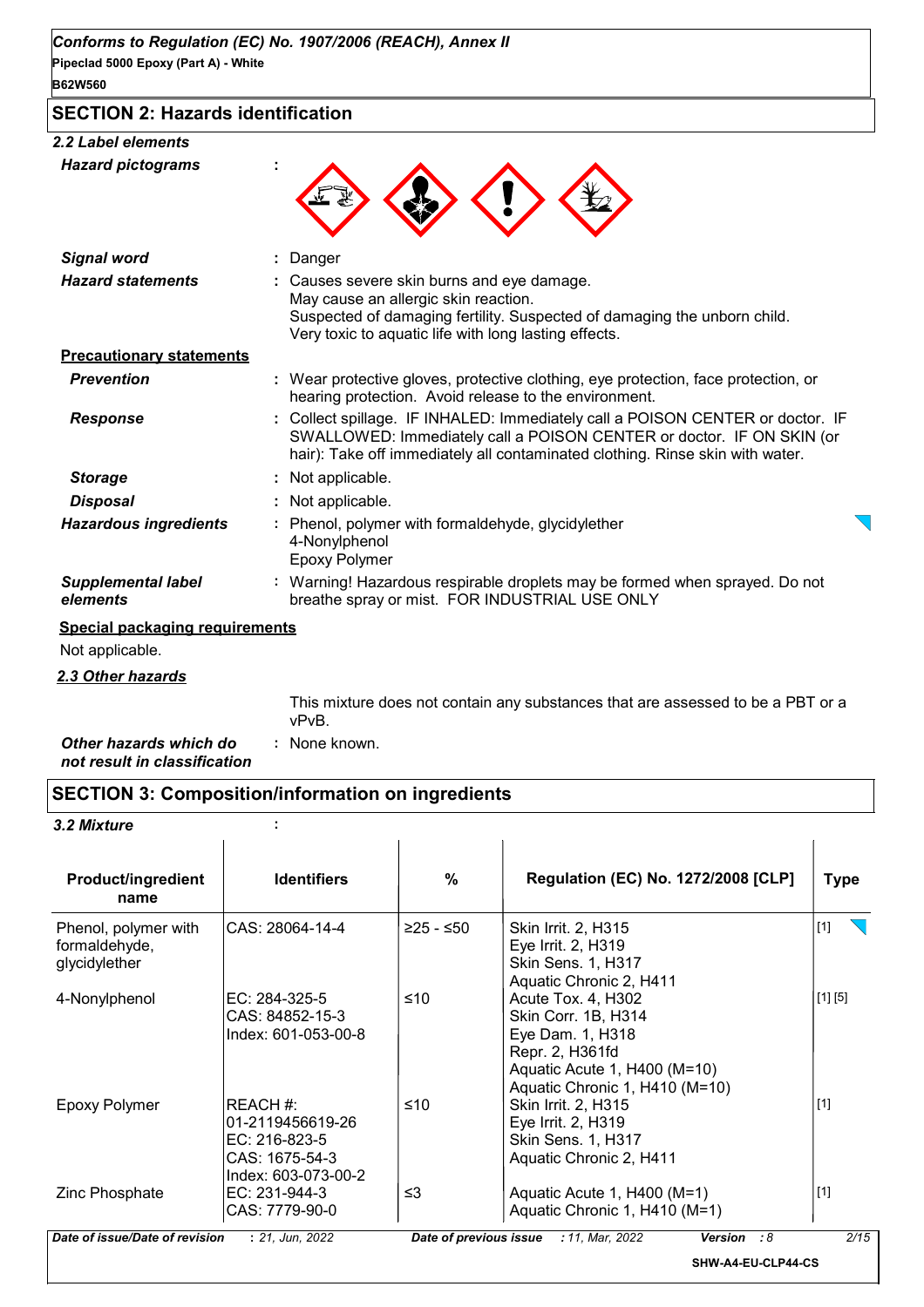## SECTION 2: Hazards identification

### 2.2 Label elements

**Hazard pictograms** :

**Signal word** : Danger

**Hazard statements** : Causes severe skin burns and eye damage.
May cause an allergic skin reaction.
Suspected of damaging fertility. Suspected of damaging the unborn child.
Very toxic to aquatic life with long lasting effects.

**Precautionary statements**

**Prevention** : Wear protective gloves, protective clothing, eye protection, face protection, or hearing protection. Avoid release to the environment.

**Response** : Collect spillage. IF INHALED: Immediately call a POISON CENTER or doctor. IF SWALLOWED: Immediately call a POISON CENTER or doctor. IF ON SKIN (or hair): Take off immediately all contaminated clothing. Rinse skin with water.

**Storage** : Not applicable.

**Disposal** : Not applicable.

**Hazardous ingredients** : Phenol, polymer with formaldehyde, glycidylether
4-Nonylphenol
Epoxy Polymer

**Supplemental label elements** : Warning! Hazardous respirable droplets may be formed when sprayed. Do not breathe spray or mist. FOR INDUSTRIAL USE ONLY

**Special packaging requirements**

Not applicable.

### 2.3 Other hazards

This mixture does not contain any substances that are assessed to be a PBT or a vPvB.

**Other hazards which do not result in classification** : None known.

## SECTION 3: Composition/information on ingredients

### 3.2 Mixture :

| Product/ingredient name | Identifiers | % | Regulation (EC) No. 1272/2008 [CLP] | Type |
|---|---|---|---|---|
| Phenol, polymer with formaldehyde, glycidylether | CAS: 28064-14-4 | ≥25 - ≤50 | Skin Irrit. 2, H315<br>Eye Irrit. 2, H319<br>Skin Sens. 1, H317<br>Aquatic Chronic 2, H411 | [1] |
| 4-Nonylphenol | EC: 284-325-5<br>CAS: 84852-15-3<br>Index: 601-053-00-8 | ≤10 | Acute Tox. 4, H302<br>Skin Corr. 1B, H314<br>Eye Dam. 1, H318<br>Repr. 2, H361fd<br>Aquatic Acute 1, H400 (M=10)<br>Aquatic Chronic 1, H410 (M=10) | [1] [5] |
| Epoxy Polymer | REACH #: 01-2119456619-26<br>EC: 216-823-5<br>CAS: 1675-54-3<br>Index: 603-073-00-2 | ≤10 | Skin Irrit. 2, H315<br>Eye Irrit. 2, H319<br>Skin Sens. 1, H317<br>Aquatic Chronic 2, H411 | [1] |
| Zinc Phosphate | EC: 231-944-3<br>CAS: 7779-90-0 | ≤3 | Aquatic Acute 1, H400 (M=1)<br>Aquatic Chronic 1, H410 (M=1) | [1] |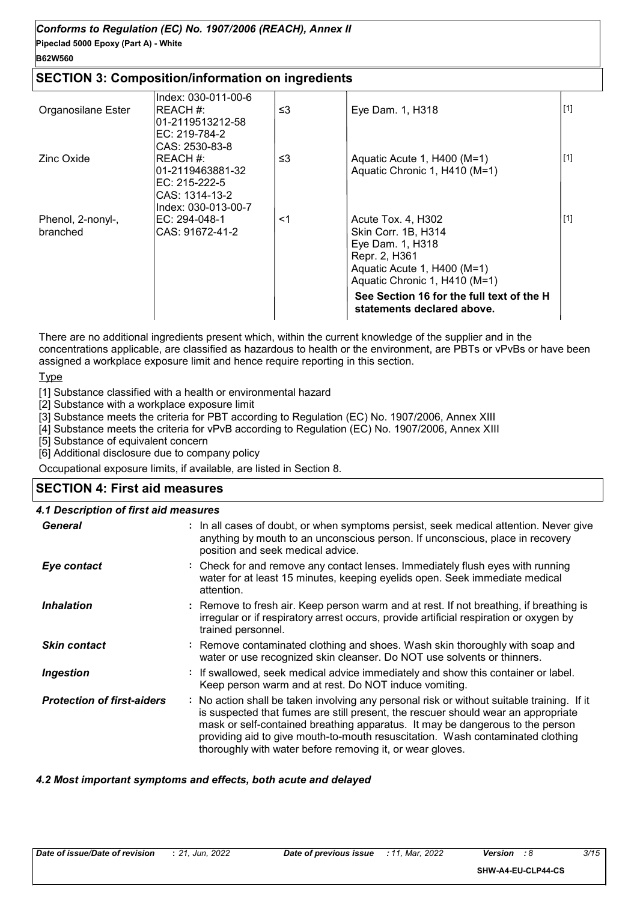## SECTION 3: Composition/information on ingredients

| | | | | |
|---|---|---|---|---|
| Organosilane Ester | Index: 030-011-00-6<br>REACH #: 01-2119513212-58<br>EC: 219-784-2<br>CAS: 2530-83-8 | ≤3 | Eye Dam. 1, H318 | [1] |
| Zinc Oxide | REACH #: 01-2119463881-32<br>EC: 215-222-5<br>CAS: 1314-13-2<br>Index: 030-013-00-7 | ≤3 | Aquatic Acute 1, H400 (M=1)<br>Aquatic Chronic 1, H410 (M=1) | [1] |
| Phenol, 2-nonyl-, branched | EC: 294-048-1<br>CAS: 91672-41-2 | <1 | Acute Tox. 4, H302<br>Skin Corr. 1B, H314<br>Eye Dam. 1, H318<br>Repr. 2, H361<br>Aquatic Acute 1, H400 (M=1)<br>Aquatic Chronic 1, H410 (M=1)<br>**See Section 16 for the full text of the H statements declared above.** | [1] |

There are no additional ingredients present which, within the current knowledge of the supplier and in the concentrations applicable, are classified as hazardous to health or the environment, are PBTs or vPvBs or have been assigned a workplace exposure limit and hence require reporting in this section.

Type

[1] Substance classified with a health or environmental hazard
[2] Substance with a workplace exposure limit
[3] Substance meets the criteria for PBT according to Regulation (EC) No. 1907/2006, Annex XIII
[4] Substance meets the criteria for vPvB according to Regulation (EC) No. 1907/2006, Annex XIII
[5] Substance of equivalent concern
[6] Additional disclosure due to company policy

Occupational exposure limits, if available, are listed in Section 8.

## SECTION 4: First aid measures

### 4.1 Description of first aid measures

***General*** : In all cases of doubt, or when symptoms persist, seek medical attention. Never give anything by mouth to an unconscious person. If unconscious, place in recovery position and seek medical advice.

***Eye contact*** : Check for and remove any contact lenses. Immediately flush eyes with running water for at least 15 minutes, keeping eyelids open. Seek immediate medical attention.

***Inhalation*** : Remove to fresh air. Keep person warm and at rest. If not breathing, if breathing is irregular or if respiratory arrest occurs, provide artificial respiration or oxygen by trained personnel.

***Skin contact*** : Remove contaminated clothing and shoes. Wash skin thoroughly with soap and water or use recognized skin cleanser. Do NOT use solvents or thinners.

***Ingestion*** : If swallowed, seek medical advice immediately and show this container or label. Keep person warm and at rest. Do NOT induce vomiting.

***Protection of first-aiders*** : No action shall be taken involving any personal risk or without suitable training. If it is suspected that fumes are still present, the rescuer should wear an appropriate mask or self-contained breathing apparatus. It may be dangerous to the person providing aid to give mouth-to-mouth resuscitation. Wash contaminated clothing thoroughly with water before removing it, or wear gloves.

### 4.2 Most important symptoms and effects, both acute and delayed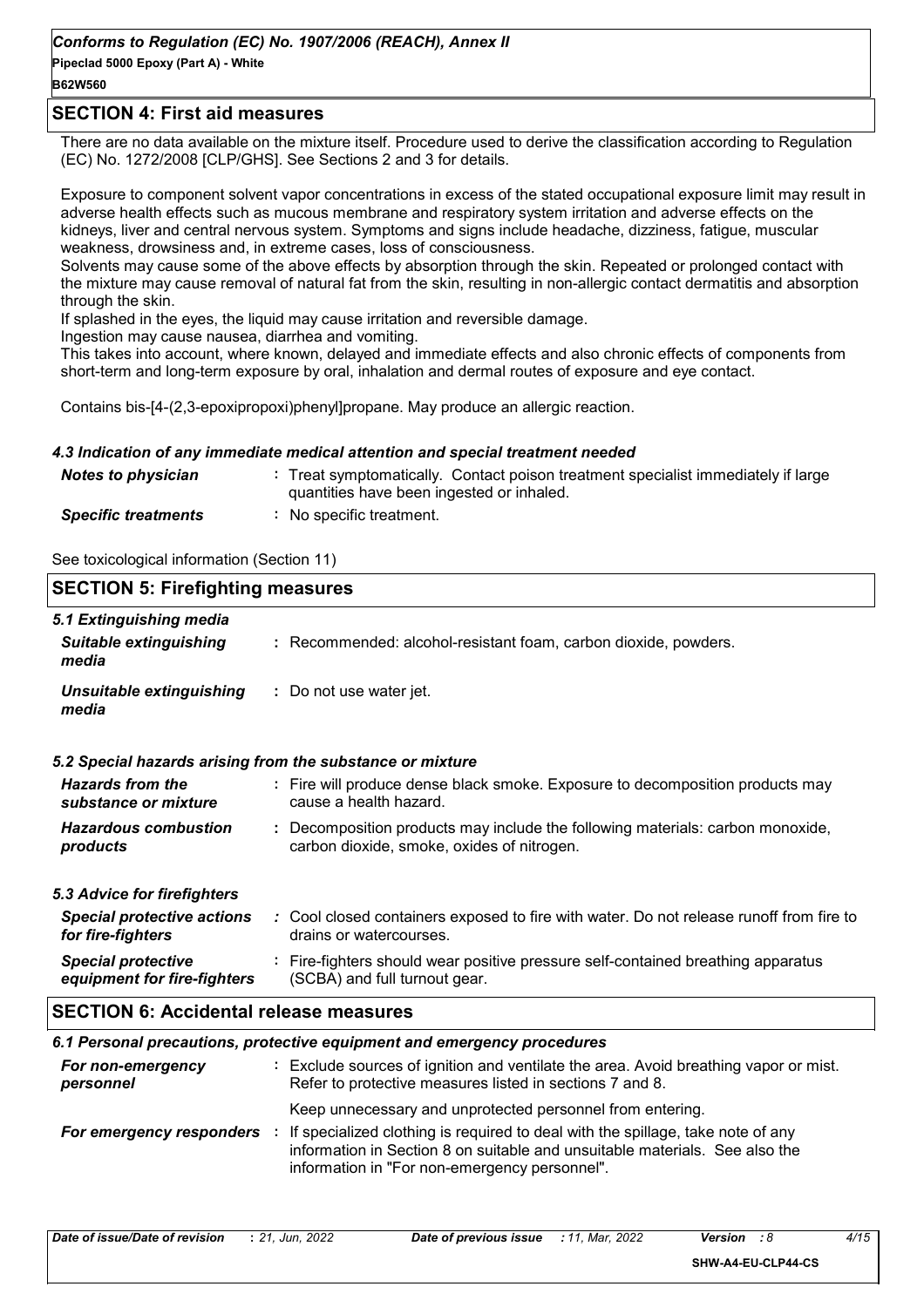## SECTION 4: First aid measures

There are no data available on the mixture itself. Procedure used to derive the classification according to Regulation (EC) No. 1272/2008 [CLP/GHS]. See Sections 2 and 3 for details.

Exposure to component solvent vapor concentrations in excess of the stated occupational exposure limit may result in adverse health effects such as mucous membrane and respiratory system irritation and adverse effects on the kidneys, liver and central nervous system. Symptoms and signs include headache, dizziness, fatigue, muscular weakness, drowsiness and, in extreme cases, loss of consciousness.
Solvents may cause some of the above effects by absorption through the skin. Repeated or prolonged contact with the mixture may cause removal of natural fat from the skin, resulting in non-allergic contact dermatitis and absorption through the skin.
If splashed in the eyes, the liquid may cause irritation and reversible damage.
Ingestion may cause nausea, diarrhea and vomiting.
This takes into account, where known, delayed and immediate effects and also chronic effects of components from short-term and long-term exposure by oral, inhalation and dermal routes of exposure and eye contact.

Contains bis-[4-(2,3-epoxipropoxi)phenyl]propane. May produce an allergic reaction.

### 4.3 Indication of any immediate medical attention and special treatment needed

| | |
|---|---|
| ***Notes to physician*** | : Treat symptomatically. Contact poison treatment specialist immediately if large quantities have been ingested or inhaled. |
| ***Specific treatments*** | : No specific treatment. |

See toxicological information (Section 11)

## SECTION 5: Firefighting measures

### 5.1 Extinguishing media

| | |
|---|---|
| ***Suitable extinguishing media*** | : Recommended: alcohol-resistant foam, carbon dioxide, powders. |
| ***Unsuitable extinguishing media*** | : Do not use water jet. |

### 5.2 Special hazards arising from the substance or mixture

| | |
|---|---|
| ***Hazards from the substance or mixture*** | : Fire will produce dense black smoke. Exposure to decomposition products may cause a health hazard. |
| ***Hazardous combustion products*** | : Decomposition products may include the following materials: carbon monoxide, carbon dioxide, smoke, oxides of nitrogen. |

### 5.3 Advice for firefighters

| | |
|---|---|
| ***Special protective actions for fire-fighters*** | : Cool closed containers exposed to fire with water. Do not release runoff from fire to drains or watercourses. |
| ***Special protective equipment for fire-fighters*** | : Fire-fighters should wear positive pressure self-contained breathing apparatus (SCBA) and full turnout gear. |

## SECTION 6: Accidental release measures

### 6.1 Personal precautions, protective equipment and emergency procedures

| | |
|---|---|
| ***For non-emergency personnel*** | : Exclude sources of ignition and ventilate the area. Avoid breathing vapor or mist. Refer to protective measures listed in sections 7 and 8. Keep unnecessary and unprotected personnel from entering. |
| ***For emergency responders*** | : If specialized clothing is required to deal with the spillage, take note of any information in Section 8 on suitable and unsuitable materials. See also the information in "For non-emergency personnel". |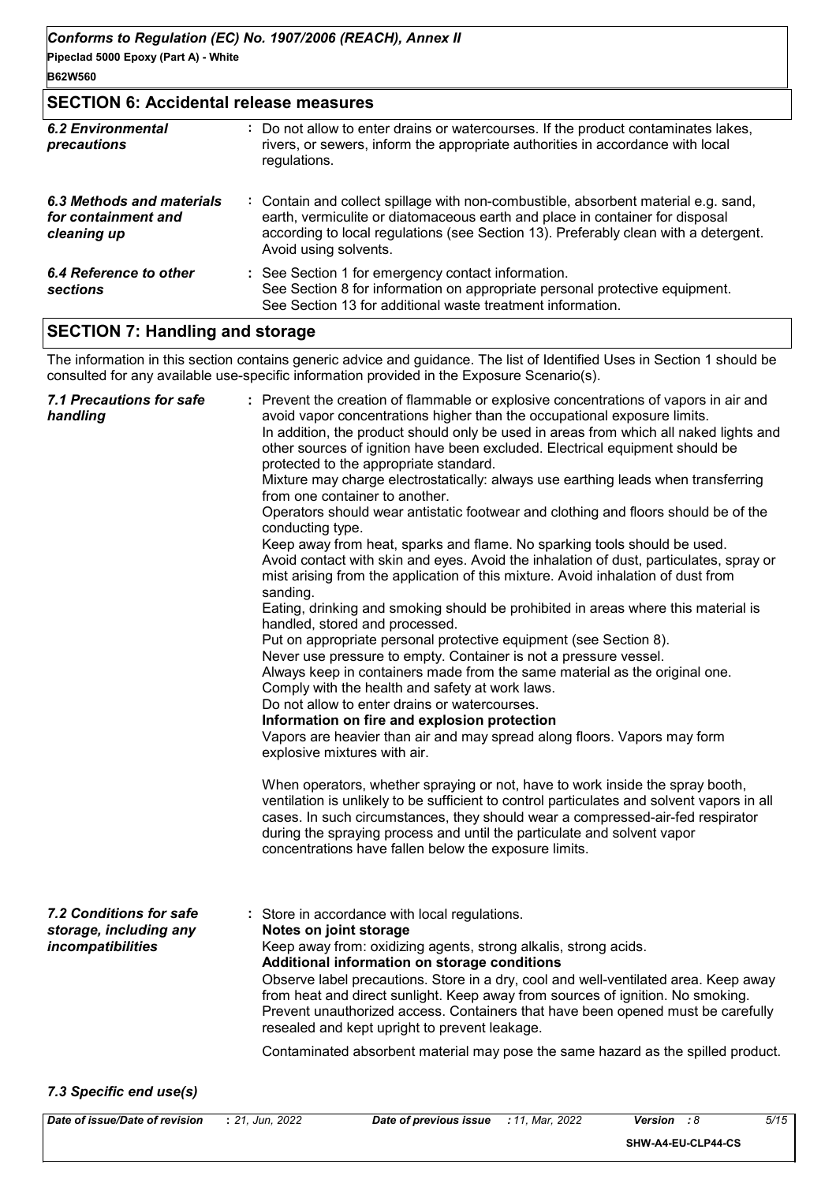## SECTION 6: Accidental release measures

| | |
|---|---|
| ***6.2 Environmental precautions*** | : Do not allow to enter drains or watercourses. If the product contaminates lakes, rivers, or sewers, inform the appropriate authorities in accordance with local regulations. |
| ***6.3 Methods and materials for containment and cleaning up*** | : Contain and collect spillage with non-combustible, absorbent material e.g. sand, earth, vermiculite or diatomaceous earth and place in container for disposal according to local regulations (see Section 13). Preferably clean with a detergent. Avoid using solvents. |
| ***6.4 Reference to other sections*** | : See Section 1 for emergency contact information. See Section 8 for information on appropriate personal protective equipment. See Section 13 for additional waste treatment information. |

## SECTION 7: Handling and storage

The information in this section contains generic advice and guidance. The list of Identified Uses in Section 1 should be consulted for any available use-specific information provided in the Exposure Scenario(s).

***7.1 Precautions for safe handling***

: Prevent the creation of flammable or explosive concentrations of vapors in air and avoid vapor concentrations higher than the occupational exposure limits.
In addition, the product should only be used in areas from which all naked lights and other sources of ignition have been excluded. Electrical equipment should be protected to the appropriate standard.
Mixture may charge electrostatically: always use earthing leads when transferring from one container to another.
Operators should wear antistatic footwear and clothing and floors should be of the conducting type.
Keep away from heat, sparks and flame. No sparking tools should be used.
Avoid contact with skin and eyes. Avoid the inhalation of dust, particulates, spray or mist arising from the application of this mixture. Avoid inhalation of dust from sanding.
Eating, drinking and smoking should be prohibited in areas where this material is handled, stored and processed.
Put on appropriate personal protective equipment (see Section 8).
Never use pressure to empty. Container is not a pressure vessel.
Always keep in containers made from the same material as the original one.
Comply with the health and safety at work laws.
Do not allow to enter drains or watercourses.

**Information on fire and explosion protection**

Vapors are heavier than air and may spread along floors. Vapors may form explosive mixtures with air.

When operators, whether spraying or not, have to work inside the spray booth, ventilation is unlikely to be sufficient to control particulates and solvent vapors in all cases. In such circumstances, they should wear a compressed-air-fed respirator during the spraying process and until the particulate and solvent vapor concentrations have fallen below the exposure limits.

***7.2 Conditions for safe storage, including any incompatibilities***

: Store in accordance with local regulations.

**Notes on joint storage**

Keep away from: oxidizing agents, strong alkalis, strong acids.

**Additional information on storage conditions**

Observe label precautions. Store in a dry, cool and well-ventilated area. Keep away from heat and direct sunlight. Keep away from sources of ignition. No smoking. Prevent unauthorized access. Containers that have been opened must be carefully resealed and kept upright to prevent leakage.

Contaminated absorbent material may pose the same hazard as the spilled product.

***7.3 Specific end use(s)***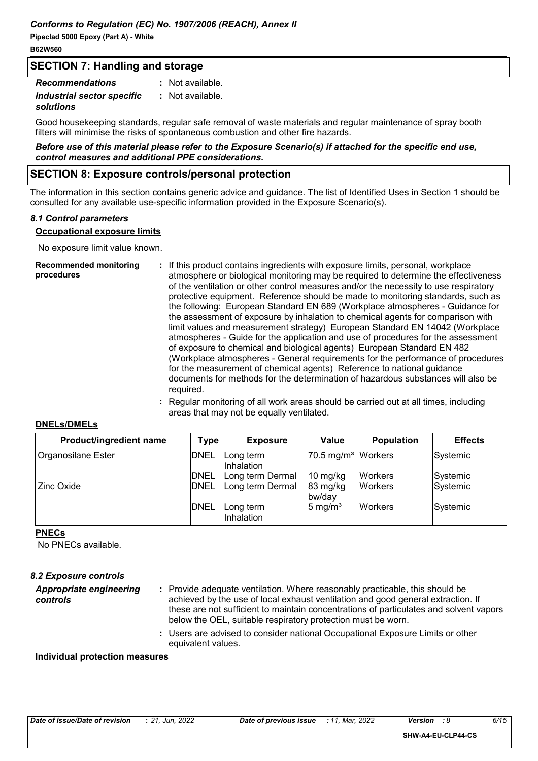## SECTION 7: Handling and storage

*Recommendations* : Not available.

*Industrial sector specific solutions* : Not available.

Good housekeeping standards, regular safe removal of waste materials and regular maintenance of spray booth filters will minimise the risks of spontaneous combustion and other fire hazards.

***Before use of this material please refer to the Exposure Scenario(s) if attached for the specific end use, control measures and additional PPE considerations.***

## SECTION 8: Exposure controls/personal protection

The information in this section contains generic advice and guidance. The list of Identified Uses in Section 1 should be consulted for any available use-specific information provided in the Exposure Scenario(s).

### *8.1 Control parameters*

**Occupational exposure limits**

No exposure limit value known.

**Recommended monitoring procedures** : If this product contains ingredients with exposure limits, personal, workplace atmosphere or biological monitoring may be required to determine the effectiveness of the ventilation or other control measures and/or the necessity to use respiratory protective equipment. Reference should be made to monitoring standards, such as the following: European Standard EN 689 (Workplace atmospheres - Guidance for the assessment of exposure by inhalation to chemical agents for comparison with limit values and measurement strategy) European Standard EN 14042 (Workplace atmospheres - Guide for the application and use of procedures for the assessment of exposure to chemical and biological agents) European Standard EN 482 (Workplace atmospheres - General requirements for the performance of procedures for the measurement of chemical agents) Reference to national guidance documents for methods for the determination of hazardous substances will also be required.

: Regular monitoring of all work areas should be carried out at all times, including areas that may not be equally ventilated.

**DNELs/DMELs**

| Product/ingredient name | Type | Exposure | Value | Population | Effects |
|---|---|---|---|---|---|
| Organosilane Ester | DNEL | Long term Inhalation | 70.5 mg/m³ | Workers | Systemic |
| | DNEL | Long term Dermal | 10 mg/kg | Workers | Systemic |
| Zinc Oxide | DNEL | Long term Dermal | 83 mg/kg bw/day | Workers | Systemic |
| | DNEL | Long term Inhalation | 5 mg/m³ | Workers | Systemic |

**PNECs**

No PNECs available.

### *8.2 Exposure controls*

*Appropriate engineering controls* : Provide adequate ventilation. Where reasonably practicable, this should be achieved by the use of local exhaust ventilation and good general extraction. If these are not sufficient to maintain concentrations of particulates and solvent vapors below the OEL, suitable respiratory protection must be worn.

: Users are advised to consider national Occupational Exposure Limits or other equivalent values.

**Individual protection measures**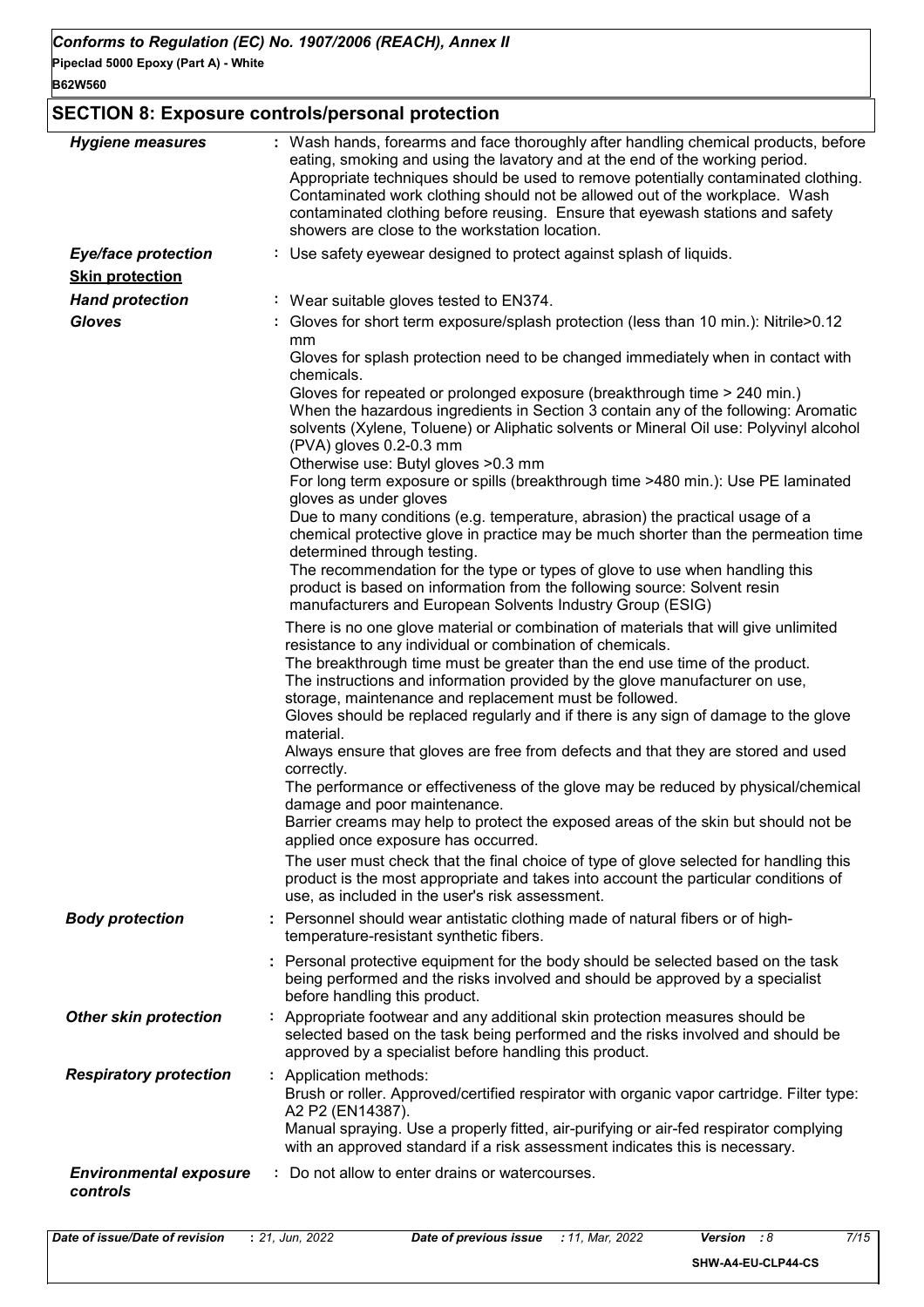## SECTION 8: Exposure controls/personal protection

| | |
|---|---|
| ***Hygiene measures*** | : Wash hands, forearms and face thoroughly after handling chemical products, before eating, smoking and using the lavatory and at the end of the working period. Appropriate techniques should be used to remove potentially contaminated clothing. Contaminated work clothing should not be allowed out of the workplace. Wash contaminated clothing before reusing. Ensure that eyewash stations and safety showers are close to the workstation location. |
| ***Eye/face protection*** | : Use safety eyewear designed to protect against splash of liquids. |
| ***Skin protection*** | |
| ***Hand protection*** | : Wear suitable gloves tested to EN374. |
| ***Gloves*** | : Gloves for short term exposure/splash protection (less than 10 min.): Nitrile>0.12 mm<br>Gloves for splash protection need to be changed immediately when in contact with chemicals.<br>Gloves for repeated or prolonged exposure (breakthrough time > 240 min.)<br>When the hazardous ingredients in Section 3 contain any of the following: Aromatic solvents (Xylene, Toluene) or Aliphatic solvents or Mineral Oil use: Polyvinyl alcohol (PVA) gloves 0.2-0.3 mm<br>Otherwise use: Butyl gloves >0.3 mm<br>For long term exposure or spills (breakthrough time >480 min.): Use PE laminated gloves as under gloves<br>Due to many conditions (e.g. temperature, abrasion) the practical usage of a chemical protective glove in practice may be much shorter than the permeation time determined through testing.<br>The recommendation for the type or types of glove to use when handling this product is based on information from the following source: Solvent resin manufacturers and European Solvents Industry Group (ESIG)<br><br>There is no one glove material or combination of materials that will give unlimited resistance to any individual or combination of chemicals.<br>The breakthrough time must be greater than the end use time of the product.<br>The instructions and information provided by the glove manufacturer on use, storage, maintenance and replacement must be followed.<br>Gloves should be replaced regularly and if there is any sign of damage to the glove material.<br>Always ensure that gloves are free from defects and that they are stored and used correctly.<br>The performance or effectiveness of the glove may be reduced by physical/chemical damage and poor maintenance.<br>Barrier creams may help to protect the exposed areas of the skin but should not be applied once exposure has occurred.<br>The user must check that the final choice of type of glove selected for handling this product is the most appropriate and takes into account the particular conditions of use, as included in the user's risk assessment. |
| ***Body protection*** | : Personnel should wear antistatic clothing made of natural fibers or of high-temperature-resistant synthetic fibers.<br><br>: Personal protective equipment for the body should be selected based on the task being performed and the risks involved and should be approved by a specialist before handling this product. |
| ***Other skin protection*** | : Appropriate footwear and any additional skin protection measures should be selected based on the task being performed and the risks involved and should be approved by a specialist before handling this product. |
| ***Respiratory protection*** | : Application methods:<br>Brush or roller. Approved/certified respirator with organic vapor cartridge. Filter type: A2 P2 (EN14387).<br>Manual spraying. Use a properly fitted, air-purifying or air-fed respirator complying with an approved standard if a risk assessment indicates this is necessary. |
| ***Environmental exposure controls*** | : Do not allow to enter drains or watercourses. |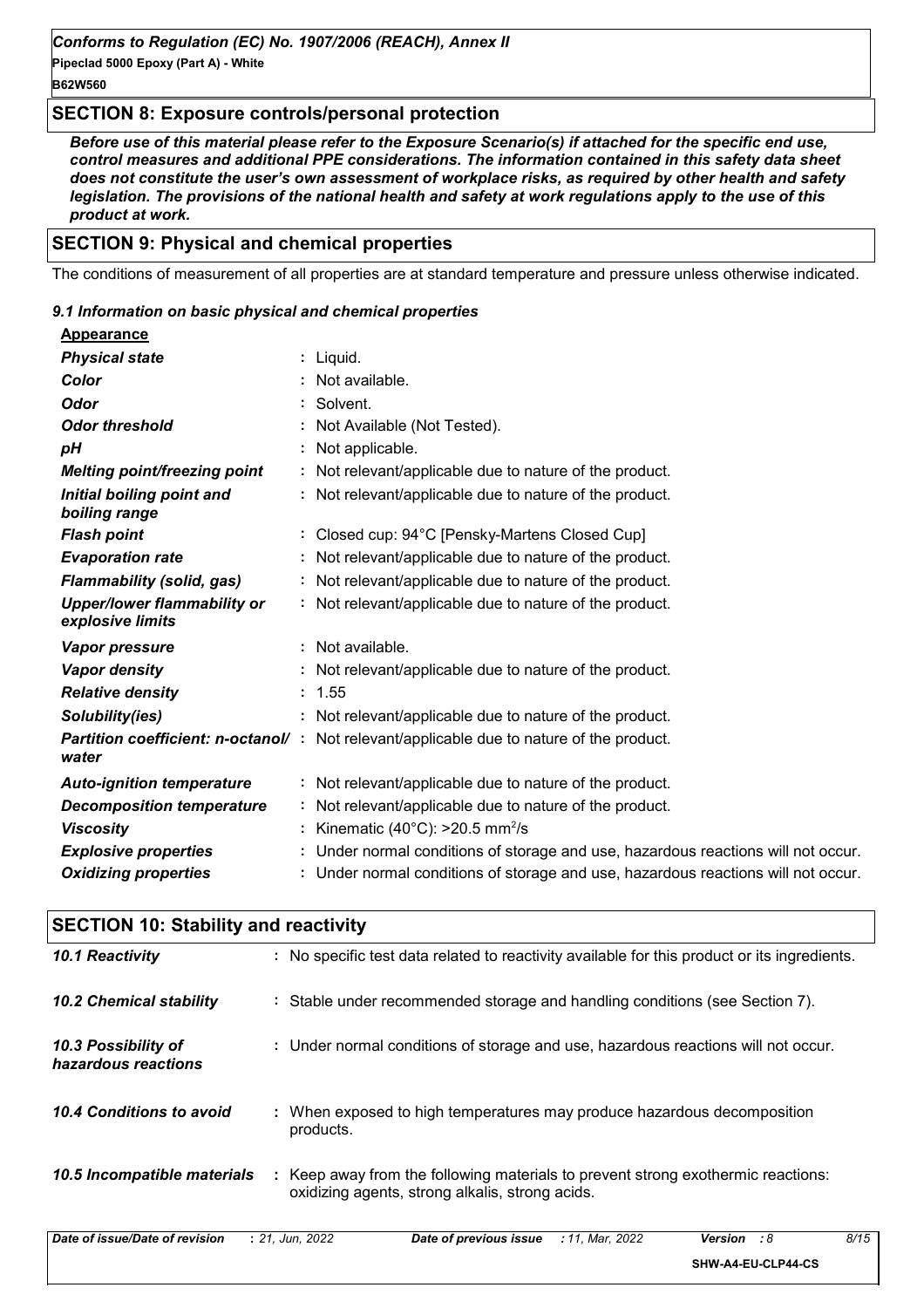## SECTION 8: Exposure controls/personal protection

***Before use of this material please refer to the Exposure Scenario(s) if attached for the specific end use, control measures and additional PPE considerations. The information contained in this safety data sheet does not constitute the user's own assessment of workplace risks, as required by other health and safety legislation. The provisions of the national health and safety at work regulations apply to the use of this product at work.***

## SECTION 9: Physical and chemical properties

The conditions of measurement of all properties are at standard temperature and pressure unless otherwise indicated.

### *9.1 Information on basic physical and chemical properties*

**Appearance**

| | |
|---|---|
| ***Physical state*** | : Liquid. |
| ***Color*** | : Not available. |
| ***Odor*** | : Solvent. |
| ***Odor threshold*** | : Not Available (Not Tested). |
| ***pH*** | : Not applicable. |
| ***Melting point/freezing point*** | : Not relevant/applicable due to nature of the product. |
| ***Initial boiling point and boiling range*** | : Not relevant/applicable due to nature of the product. |
| ***Flash point*** | : Closed cup: 94°C [Pensky-Martens Closed Cup] |
| ***Evaporation rate*** | : Not relevant/applicable due to nature of the product. |
| ***Flammability (solid, gas)*** | : Not relevant/applicable due to nature of the product. |
| ***Upper/lower flammability or explosive limits*** | : Not relevant/applicable due to nature of the product. |
| ***Vapor pressure*** | : Not available. |
| ***Vapor density*** | : Not relevant/applicable due to nature of the product. |
| ***Relative density*** | : 1.55 |
| ***Solubility(ies)*** | : Not relevant/applicable due to nature of the product. |
| ***Partition coefficient: n-octanol/water*** | : Not relevant/applicable due to nature of the product. |
| ***Auto-ignition temperature*** | : Not relevant/applicable due to nature of the product. |
| ***Decomposition temperature*** | : Not relevant/applicable due to nature of the product. |
| ***Viscosity*** | : Kinematic (40°C): >20.5 $mm^2/s$ |
| ***Explosive properties*** | : Under normal conditions of storage and use, hazardous reactions will not occur. |
| ***Oxidizing properties*** | : Under normal conditions of storage and use, hazardous reactions will not occur. |

## SECTION 10: Stability and reactivity

| | |
|---|---|
| ***10.1 Reactivity*** | : No specific test data related to reactivity available for this product or its ingredients. |
| ***10.2 Chemical stability*** | : Stable under recommended storage and handling conditions (see Section 7). |
| ***10.3 Possibility of hazardous reactions*** | : Under normal conditions of storage and use, hazardous reactions will not occur. |
| ***10.4 Conditions to avoid*** | : When exposed to high temperatures may produce hazardous decomposition products. |
| ***10.5 Incompatible materials*** | : Keep away from the following materials to prevent strong exothermic reactions: oxidizing agents, strong alkalis, strong acids. |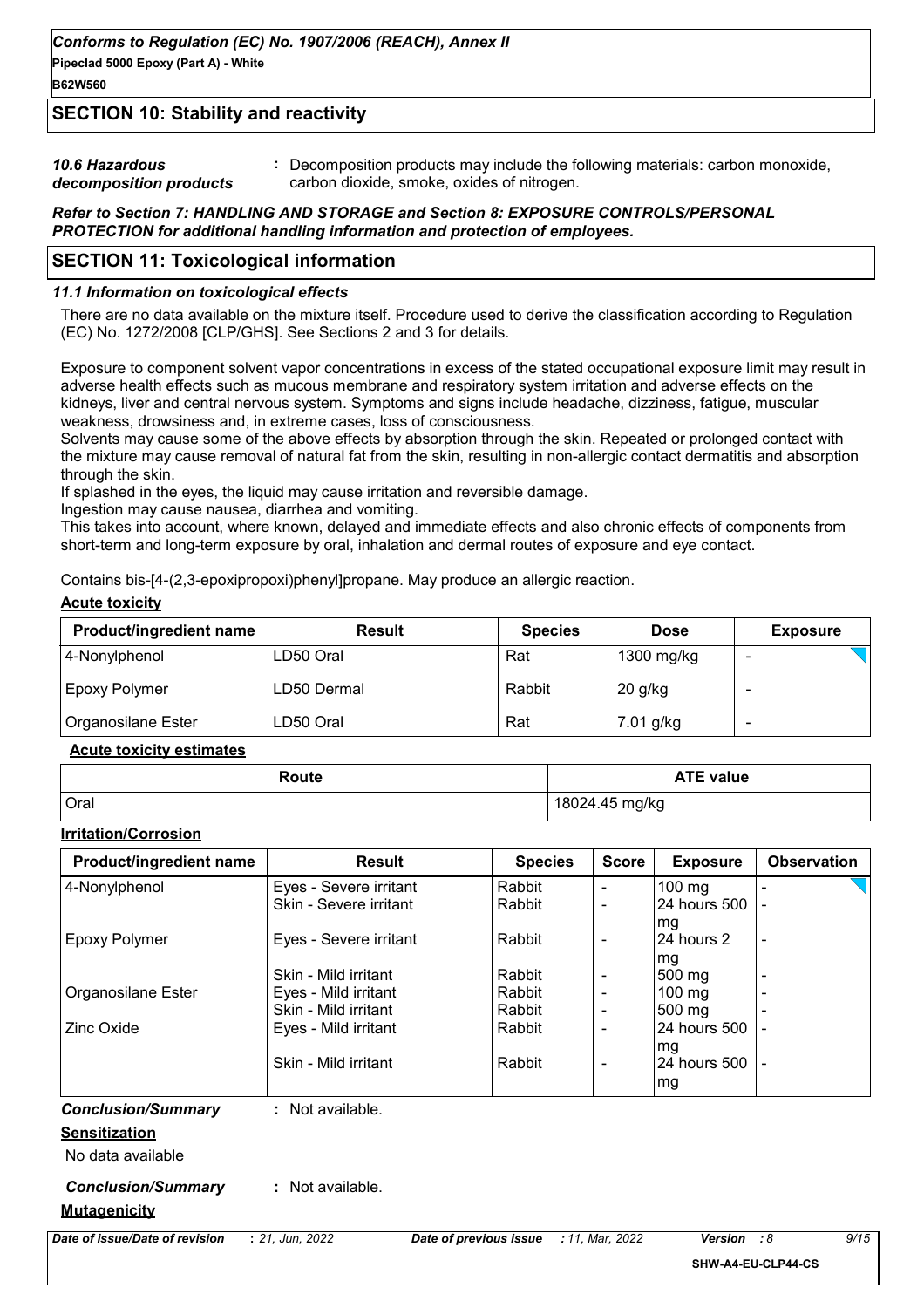## SECTION 10: Stability and reactivity

*10.6 Hazardous decomposition products* : Decomposition products may include the following materials: carbon monoxide, carbon dioxide, smoke, oxides of nitrogen.

***Refer to Section 7: HANDLING AND STORAGE and Section 8: EXPOSURE CONTROLS/PERSONAL PROTECTION for additional handling information and protection of employees.***

## SECTION 11: Toxicological information

### *11.1 Information on toxicological effects*

There are no data available on the mixture itself. Procedure used to derive the classification according to Regulation (EC) No. 1272/2008 [CLP/GHS]. See Sections 2 and 3 for details.

Exposure to component solvent vapor concentrations in excess of the stated occupational exposure limit may result in adverse health effects such as mucous membrane and respiratory system irritation and adverse effects on the kidneys, liver and central nervous system. Symptoms and signs include headache, dizziness, fatigue, muscular weakness, drowsiness and, in extreme cases, loss of consciousness.
Solvents may cause some of the above effects by absorption through the skin. Repeated or prolonged contact with the mixture may cause removal of natural fat from the skin, resulting in non-allergic contact dermatitis and absorption through the skin.
If splashed in the eyes, the liquid may cause irritation and reversible damage.
Ingestion may cause nausea, diarrhea and vomiting.
This takes into account, where known, delayed and immediate effects and also chronic effects of components from short-term and long-term exposure by oral, inhalation and dermal routes of exposure and eye contact.

Contains bis-[4-(2,3-epoxipropoxi)phenyl]propane. May produce an allergic reaction.

**Acute toxicity**

| Product/ingredient name | Result | Species | Dose | Exposure |
|---|---|---|---|---|
| 4-Nonylphenol | LD50 Oral | Rat | 1300 mg/kg | - |
| Epoxy Polymer | LD50 Dermal | Rabbit | 20 g/kg | - |
| Organosilane Ester | LD50 Oral | Rat | 7.01 g/kg | - |

**Acute toxicity estimates**

| Route | ATE value |
|---|---|
| Oral | 18024.45 mg/kg |

**Irritation/Corrosion**

| Product/ingredient name | Result | Species | Score | Exposure | Observation |
|---|---|---|---|---|---|
| 4-Nonylphenol | Eyes - Severe irritant | Rabbit | - | 100 mg | - |
| | Skin - Severe irritant | Rabbit | - | 24 hours 500 mg | - |
| Epoxy Polymer | Eyes - Severe irritant | Rabbit | - | 24 hours 2 mg | - |
| | Skin - Mild irritant | Rabbit | - | 500 mg | - |
| Organosilane Ester | Eyes - Mild irritant | Rabbit | - | 100 mg | - |
| | Skin - Mild irritant | Rabbit | - | 500 mg | - |
| Zinc Oxide | Eyes - Mild irritant | Rabbit | - | 24 hours 500 mg | - |
| | Skin - Mild irritant | Rabbit | - | 24 hours 500 mg | - |

***Conclusion/Summary*** : Not available.

**Sensitization**

No data available

***Conclusion/Summary*** : Not available.

**Mutagenicity**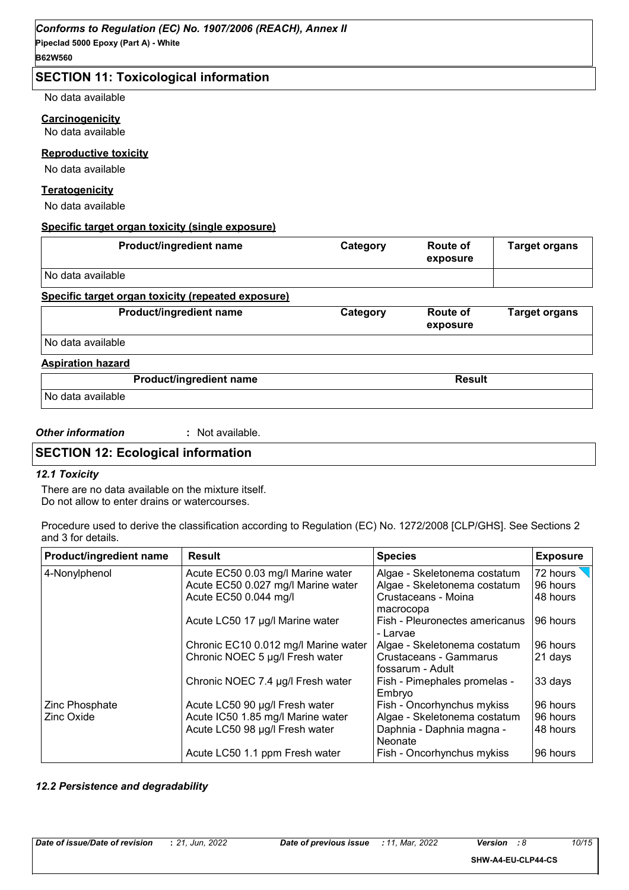## SECTION 11: Toxicological information

No data available

**Carcinogenicity**

No data available

**Reproductive toxicity**

No data available

**Teratogenicity**

No data available

**Specific target organ toxicity (single exposure)**

| Product/ingredient name | Category | Route of exposure | Target organs |
|---|---|---|---|
| No data available | | | |

**Specific target organ toxicity (repeated exposure)**

| Product/ingredient name | Category | Route of exposure | Target organs |
|---|---|---|---|
| No data available | | | |

**Aspiration hazard**

| Product/ingredient name | Result |
|---|---|
| No data available | |

***Other information*** : Not available.

## SECTION 12: Ecological information

### *12.1 Toxicity*

There are no data available on the mixture itself.
Do not allow to enter drains or watercourses.

Procedure used to derive the classification according to Regulation (EC) No. 1272/2008 [CLP/GHS]. See Sections 2 and 3 for details.

| Product/ingredient name | Result | Species | Exposure |
|---|---|---|---|
| 4-Nonylphenol | Acute EC50 0.03 mg/l Marine water | Algae - Skeletonema costatum | 72 hours |
| | Acute EC50 0.027 mg/l Marine water | Algae - Skeletonema costatum | 96 hours |
| | Acute EC50 0.044 mg/l | Crustaceans - Moina macrocopa | 48 hours |
| | Acute LC50 17 µg/l Marine water | Fish - Pleuronectes americanus - Larvae | 96 hours |
| | Chronic EC10 0.012 mg/l Marine water | Algae - Skeletonema costatum | 96 hours |
| | Chronic NOEC 5 µg/l Fresh water | Crustaceans - Gammarus fossarum - Adult | 21 days |
| | Chronic NOEC 7.4 µg/l Fresh water | Fish - Pimephales promelas - Embryo | 33 days |
| Zinc Phosphate | Acute LC50 90 µg/l Fresh water | Fish - Oncorhynchus mykiss | 96 hours |
| Zinc Oxide | Acute IC50 1.85 mg/l Marine water | Algae - Skeletonema costatum | 96 hours |
| | Acute LC50 98 µg/l Fresh water | Daphnia - Daphnia magna - Neonate | 48 hours |
| | Acute LC50 1.1 ppm Fresh water | Fish - Oncorhynchus mykiss | 96 hours |

### *12.2 Persistence and degradability*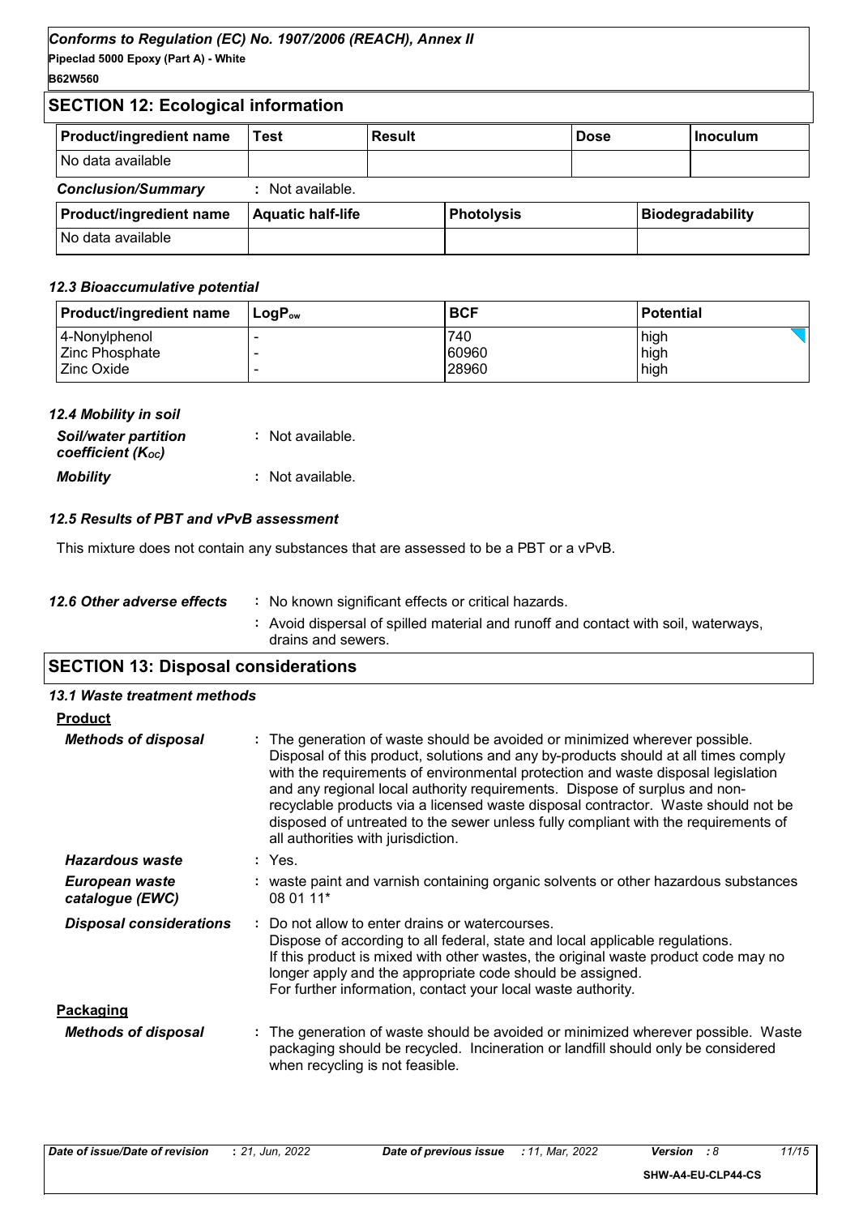## SECTION 12: Ecological information

| Product/ingredient name | Test | Result | Dose | Inoculum |
|---|---|---|---|---|
| No data available | | | | |

***Conclusion/Summary*** : Not available.

| Product/ingredient name | Aquatic half-life | Photolysis | Biodegradability |
|---|---|---|---|
| No data available | | | |

### *12.3 Bioaccumulative potential*

| Product/ingredient name | $LogP_{ow}$ | BCF | Potential |
|---|---|---|---|
| 4-Nonylphenol | - | 740 | high |
| Zinc Phosphate | - | 60960 | high |
| Zinc Oxide | - | 28960 | high |

### *12.4 Mobility in soil*

***Soil/water partition coefficient ($K_{OC}$)*** : Not available.

***Mobility*** : Not available.

### *12.5 Results of PBT and vPvB assessment*

This mixture does not contain any substances that are assessed to be a PBT or a vPvB.

***12.6 Other adverse effects*** : No known significant effects or critical hazards.

: Avoid dispersal of spilled material and runoff and contact with soil, waterways, drains and sewers.

## SECTION 13: Disposal considerations

### *13.1 Waste treatment methods*

**Product**

***Methods of disposal*** : The generation of waste should be avoided or minimized wherever possible. Disposal of this product, solutions and any by-products should at all times comply with the requirements of environmental protection and waste disposal legislation and any regional local authority requirements. Dispose of surplus and non-recyclable products via a licensed waste disposal contractor. Waste should not be disposed of untreated to the sewer unless fully compliant with the requirements of all authorities with jurisdiction.

***Hazardous waste*** : Yes.

***European waste catalogue (EWC)*** : waste paint and varnish containing organic solvents or other hazardous substances 08 01 11*

***Disposal considerations*** : Do not allow to enter drains or watercourses.
Dispose of according to all federal, state and local applicable regulations.
If this product is mixed with other wastes, the original waste product code may no longer apply and the appropriate code should be assigned.
For further information, contact your local waste authority.

**Packaging**

***Methods of disposal*** : The generation of waste should be avoided or minimized wherever possible. Waste packaging should be recycled. Incineration or landfill should only be considered when recycling is not feasible.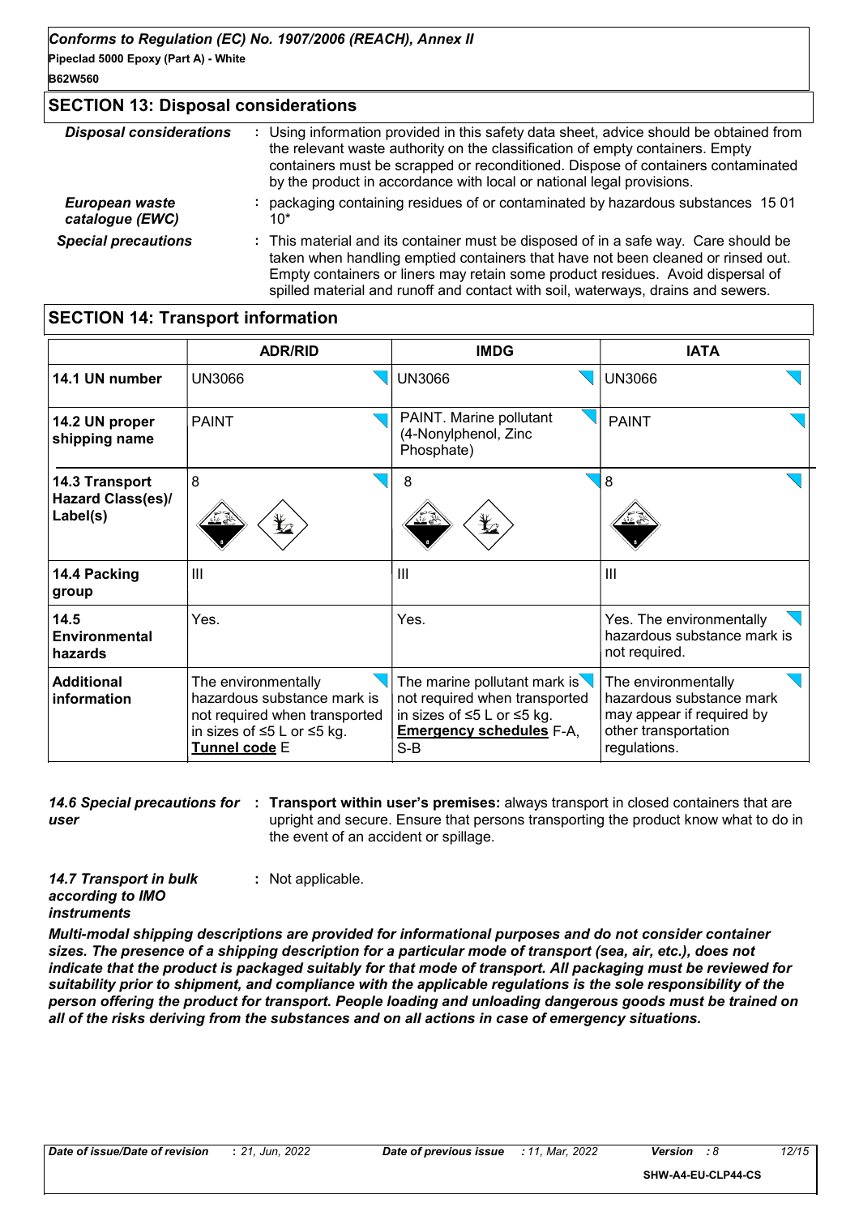## SECTION 13: Disposal considerations

| | |
|---|---|
| ***Disposal considerations*** | : Using information provided in this safety data sheet, advice should be obtained from the relevant waste authority on the classification of empty containers. Empty containers must be scrapped or reconditioned. Dispose of containers contaminated by the product in accordance with local or national legal provisions. |
| ***European waste catalogue (EWC)*** | : packaging containing residues of or contaminated by hazardous substances 15 01 10* |
| ***Special precautions*** | : This material and its container must be disposed of in a safe way. Care should be taken when handling emptied containers that have not been cleaned or rinsed out. Empty containers or liners may retain some product residues. Avoid dispersal of spilled material and runoff and contact with soil, waterways, drains and sewers. |

## SECTION 14: Transport information

| | ADR/RID | IMDG | IATA |
|---|---|---|---|
| **14.1 UN number** | UN3066 | UN3066 | UN3066 |
| **14.2 UN proper shipping name** | PAINT | PAINT. Marine pollutant (4-Nonylphenol, Zinc Phosphate) | PAINT |
| **14.3 Transport Hazard Class(es)/ Label(s)** | 8 | 8 | 8 |
| **14.4 Packing group** | III | III | III |
| **14.5 Environmental hazards** | Yes. | Yes. | Yes. The environmentally hazardous substance mark is not required. |
| **Additional information** | The environmentally hazardous substance mark is not required when transported in sizes of ≤5 L or ≤5 kg. **Tunnel code** E | The marine pollutant mark is not required when transported in sizes of ≤5 L or ≤5 kg. **Emergency schedules** F-A, S-B | The environmentally hazardous substance mark may appear if required by other transportation regulations. |

***14.6 Special precautions for user*** : **Transport within user's premises:** always transport in closed containers that are upright and secure. Ensure that persons transporting the product know what to do in the event of an accident or spillage.

***14.7 Transport in bulk according to IMO instruments*** : Not applicable.

***Multi-modal shipping descriptions are provided for informational purposes and do not consider container sizes. The presence of a shipping description for a particular mode of transport (sea, air, etc.), does not indicate that the product is packaged suitably for that mode of transport. All packaging must be reviewed for suitability prior to shipment, and compliance with the applicable regulations is the sole responsibility of the person offering the product for transport. People loading and unloading dangerous goods must be trained on all of the risks deriving from the substances and on all actions in case of emergency situations.***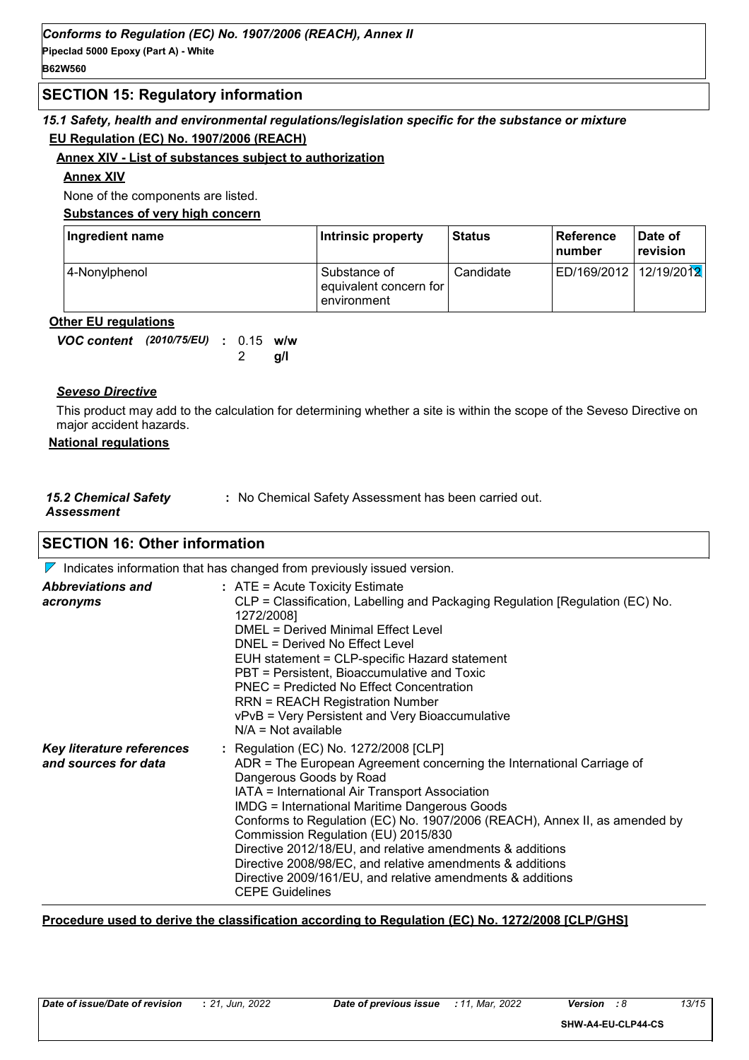## SECTION 15: Regulatory information

*15.1 Safety, health and environmental regulations/legislation specific for the substance or mixture*

**EU Regulation (EC) No. 1907/2006 (REACH)**

**Annex XIV - List of substances subject to authorization**

**Annex XIV**

None of the components are listed.

**Substances of very high concern**

| Ingredient name | Intrinsic property | Status | Reference number | Date of revision |
|---|---|---|---|---|
| 4-Nonylphenol | Substance of equivalent concern for environment | Candidate | ED/169/2012 | 12/19/2012 |

**Other EU regulations**

*VOC content (2010/75/EU)* : 0.15 **w/w**
2 **g/l**

***Seveso Directive***

This product may add to the calculation for determining whether a site is within the scope of the Seveso Directive on major accident hazards.

**National regulations**

*15.2 Chemical Safety Assessment* : No Chemical Safety Assessment has been carried out.

## SECTION 16: Other information

Indicates information that has changed from previously issued version.

***Abbreviations and acronyms*** :
ATE = Acute Toxicity Estimate
CLP = Classification, Labelling and Packaging Regulation [Regulation (EC) No. 1272/2008]
DMEL = Derived Minimal Effect Level
DNEL = Derived No Effect Level
EUH statement = CLP-specific Hazard statement
PBT = Persistent, Bioaccumulative and Toxic
PNEC = Predicted No Effect Concentration
RRN = REACH Registration Number
vPvB = Very Persistent and Very Bioaccumulative
N/A = Not available

***Key literature references and sources for data*** :
Regulation (EC) No. 1272/2008 [CLP]
ADR = The European Agreement concerning the International Carriage of Dangerous Goods by Road
IATA = International Air Transport Association
IMDG = International Maritime Dangerous Goods
Conforms to Regulation (EC) No. 1907/2006 (REACH), Annex II, as amended by Commission Regulation (EU) 2015/830
Directive 2012/18/EU, and relative amendments & additions
Directive 2008/98/EC, and relative amendments & additions
Directive 2009/161/EU, and relative amendments & additions
CEPE Guidelines

**Procedure used to derive the classification according to Regulation (EC) No. 1272/2008 [CLP/GHS]**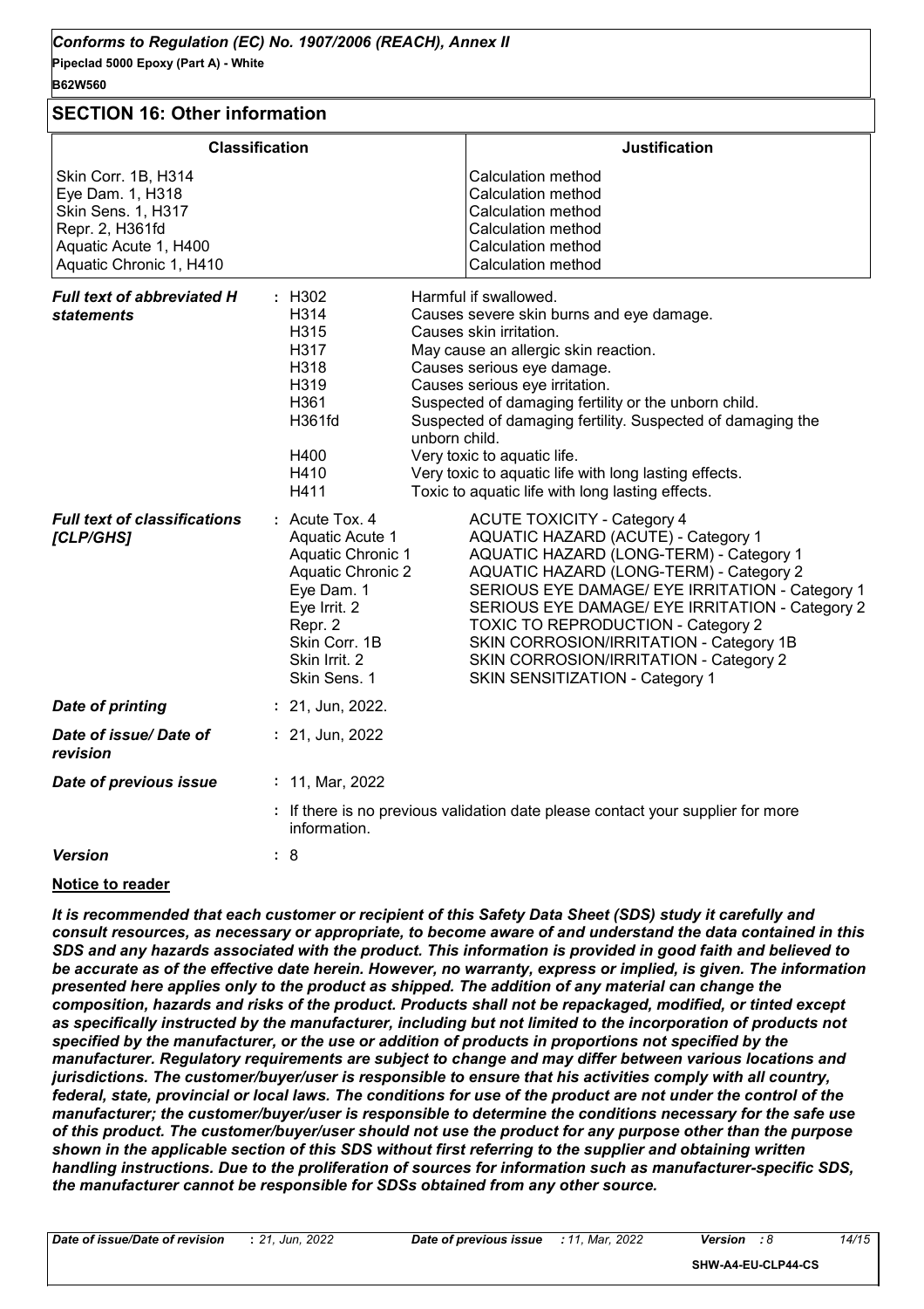## SECTION 16: Other information

| Classification | Justification |
| --- | --- |
| Skin Corr. 1B, H314 | Calculation method |
| Eye Dam. 1, H318 | Calculation method |
| Skin Sens. 1, H317 | Calculation method |
| Repr. 2, H361fd | Calculation method |
| Aquatic Acute 1, H400 | Calculation method |
| Aquatic Chronic 1, H410 | Calculation method |

***Full text of abbreviated H statements*** :

| | |
| --- | --- |
| H302 | Harmful if swallowed. |
| H314 | Causes severe skin burns and eye damage. |
| H315 | Causes skin irritation. |
| H317 | May cause an allergic skin reaction. |
| H318 | Causes serious eye damage. |
| H319 | Causes serious eye irritation. |
| H361 | Suspected of damaging fertility or the unborn child. |
| H361fd | Suspected of damaging fertility. Suspected of damaging the unborn child. |
| H400 | Very toxic to aquatic life. |
| H410 | Very toxic to aquatic life with long lasting effects. |
| H411 | Toxic to aquatic life with long lasting effects. |

***Full text of classifications [CLP/GHS]*** :

| | |
| --- | --- |
| Acute Tox. 4 | ACUTE TOXICITY - Category 4 |
| Aquatic Acute 1 | AQUATIC HAZARD (ACUTE) - Category 1 |
| Aquatic Chronic 1 | AQUATIC HAZARD (LONG-TERM) - Category 1 |
| Aquatic Chronic 2 | AQUATIC HAZARD (LONG-TERM) - Category 2 |
| Eye Dam. 1 | SERIOUS EYE DAMAGE/ EYE IRRITATION - Category 1 |
| Eye Irrit. 2 | SERIOUS EYE DAMAGE/ EYE IRRITATION - Category 2 |
| Repr. 2 | TOXIC TO REPRODUCTION - Category 2 |
| Skin Corr. 1B | SKIN CORROSION/IRRITATION - Category 1B |
| Skin Irrit. 2 | SKIN CORROSION/IRRITATION - Category 2 |
| Skin Sens. 1 | SKIN SENSITIZATION - Category 1 |

***Date of printing*** : 21, Jun, 2022.

***Date of issue/ Date of revision*** : 21, Jun, 2022

***Date of previous issue*** : 11, Mar, 2022

: If there is no previous validation date please contact your supplier for more information.

***Version*** : 8

**Notice to reader**

***It is recommended that each customer or recipient of this Safety Data Sheet (SDS) study it carefully and consult resources, as necessary or appropriate, to become aware of and understand the data contained in this SDS and any hazards associated with the product. This information is provided in good faith and believed to be accurate as of the effective date herein. However, no warranty, express or implied, is given. The information presented here applies only to the product as shipped. The addition of any material can change the composition, hazards and risks of the product. Products shall not be repackaged, modified, or tinted except as specifically instructed by the manufacturer, including but not limited to the incorporation of products not specified by the manufacturer, or the use or addition of products in proportions not specified by the manufacturer. Regulatory requirements are subject to change and may differ between various locations and jurisdictions. The customer/buyer/user is responsible to ensure that his activities comply with all country, federal, state, provincial or local laws. The conditions for use of the product are not under the control of the manufacturer; the customer/buyer/user is responsible to determine the conditions necessary for the safe use of this product. The customer/buyer/user should not use the product for any purpose other than the purpose shown in the applicable section of this SDS without first referring to the supplier and obtaining written handling instructions. Due to the proliferation of sources for information such as manufacturer-specific SDS, the manufacturer cannot be responsible for SDSs obtained from any other source.***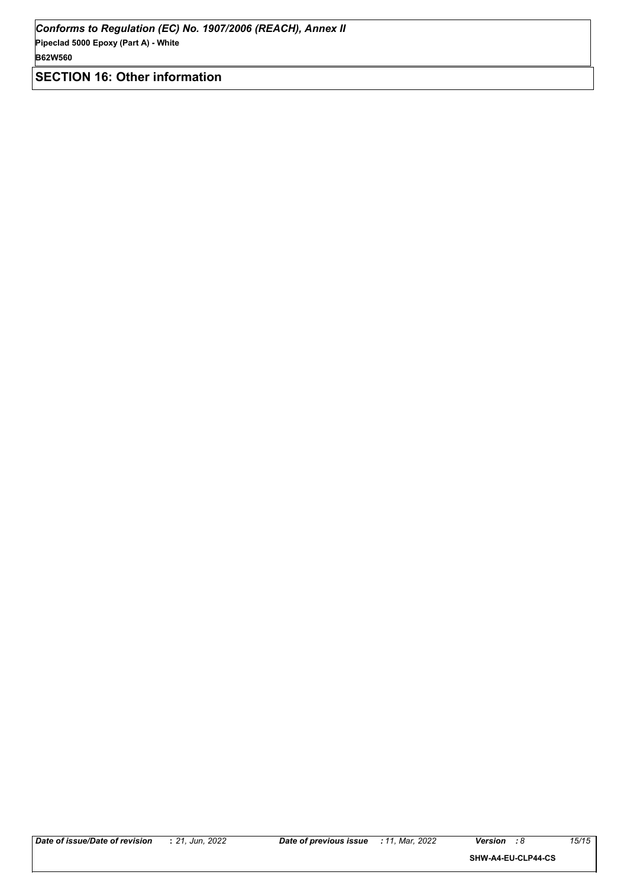## SECTION 16: Other information